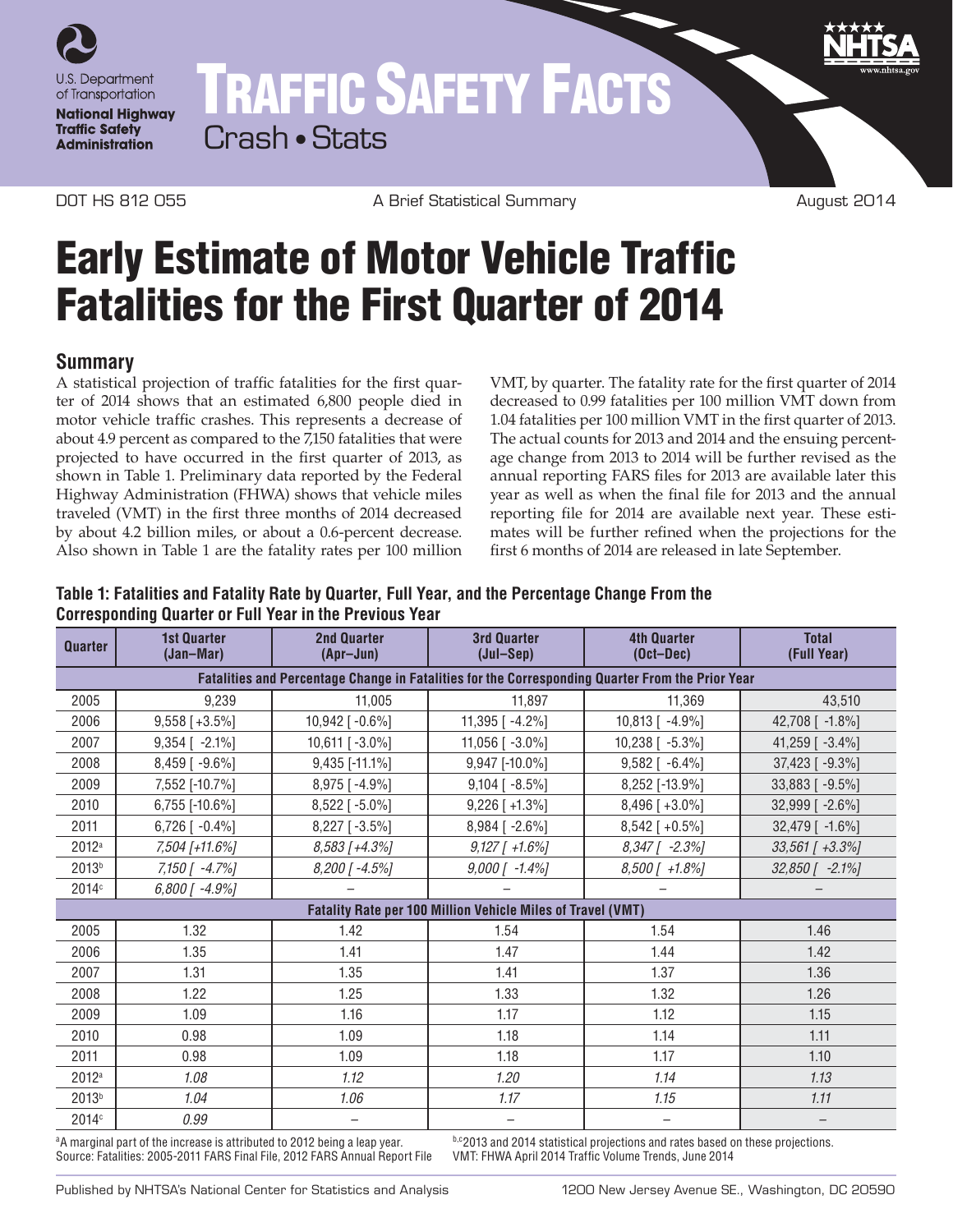U.S. Department of Transportation

**National Highway Traffic Safety Administration**

# TRAFFIC SAFETY FACTS

Crash • Stats

DOT HS 812 055 A Brief Statistical Summary August 2014

# Early Estimate of Motor Vehicle Traffic Fatalities for the First Quarter of 2014

## Summary

A statistical projection of traffic fatalities for the first quarter of 2014 shows that an estimated 6,800 people died in motor vehicle traffic crashes. This represents a decrease of about 4.9 percent as compared to the 7,150 fatalities that were projected to have occurred in the first quarter of 2013, as shown in Table 1. Preliminary data reported by the Federal Highway Administration (FHWA) shows that vehicle miles traveled (VMT) in the first three months of 2014 decreased by about 4.2 billion miles, or about a 0.6-percent decrease. Also shown in Table 1 are the fatality rates per 100 million VMT, by quarter. The fatality rate for the first quarter of 2014 decreased to 0.99 fatalities per 100 million VMT down from 1.04 fatalities per 100 million VMT in the first quarter of 2013. The actual counts for 2013 and 2014 and the ensuing percentage change from 2013 to 2014 will be further revised as the annual reporting FARS files for 2013 are available later this year as well as when the final file for 2013 and the annual reporting file for 2014 are available next year. These estimates will be further refined when the projections for the first 6 months of 2014 are released in late September.

**Table 1: Fatalities and Fatality Rate by Quarter, Full Year, and the Percentage Change From the Corresponding Quarter or Full Year in the Previous Year**

| Quarter | 1st Quarter (Jan–Mar) | 2nd Quarter (Apr–Jun) | 3rd Quarter (Jul–Sep) | 4th Quarter (Oct–Dec) | Total (Full Year) |
|---|---|---|---|---|---|
| **Fatalities and Percentage Change in Fatalities for the Corresponding Quarter From the Prior Year** | | | | | |
| 2005 | 9,239 | 11,005 | 11,897 | 11,369 | 43,510 |
| 2006 | 9,558 [+3.5%] | 10,942 [ -0.6%] | 11,395 [ -4.2%] | 10,813 [ -4.9%] | 42,708 [ -1.8%] |
| 2007 | 9,354 [ -2.1%] | 10,611 [ -3.0%] | 11,056 [ -3.0%] | 10,238 [ -5.3%] | 41,259 [ -3.4%] |
| 2008 | 8,459 [ -9.6%] | 9,435 [-11.1%] | 9,947 [-10.0%] | 9,582 [ -6.4%] | 37,423 [ -9.3%] |
| 2009 | 7,552 [-10.7%] | 8,975 [ -4.9%] | 9,104 [ -8.5%] | 8,252 [-13.9%] | 33,883 [ -9.5%] |
| 2010 | 6,755 [-10.6%] | 8,522 [ -5.0%] | 9,226 [ +1.3%] | 8,496 [ +3.0%] | 32,999 [ -2.6%] |
| 2011 | 6,726 [ -0.4%] | 8,227 [ -3.5%] | 8,984 [ -2.6%] | 8,542 [ +0.5%] | 32,479 [ -1.6%] |
| 2012[a] | *7,504 [+11.6%]* | *8,583 [+4.3%]* | *9,127 [ +1.6%]* | *8,347 [ -2.3%]* | *33,561 [ +3.3%]* |
| 2013[b] | *7,150 [ -4.7%]* | *8,200 [ -4.5%]* | *9,000 [ -1.4%]* | *8,500 [ +1.8%]* | *32,850 [ -2.1%]* |
| 2014[c] | *6,800 [ -4.9%]* | – | – | – | – |
| **Fatality Rate per 100 Million Vehicle Miles of Travel (VMT)** | | | | | |
| 2005 | 1.32 | 1.42 | 1.54 | 1.54 | 1.46 |
| 2006 | 1.35 | 1.41 | 1.47 | 1.44 | 1.42 |
| 2007 | 1.31 | 1.35 | 1.41 | 1.37 | 1.36 |
| 2008 | 1.22 | 1.25 | 1.33 | 1.32 | 1.26 |
| 2009 | 1.09 | 1.16 | 1.17 | 1.12 | 1.15 |
| 2010 | 0.98 | 1.09 | 1.18 | 1.14 | 1.11 |
| 2011 | 0.98 | 1.09 | 1.18 | 1.17 | 1.10 |
| 2012[a] | *1.08* | *1.12* | *1.20* | *1.14* | *1.13* |
| 2013[b] | *1.04* | *1.06* | *1.17* | *1.15* | *1.11* |
| 2014[c] | *0.99* | – | – | – | – |

[a]A marginal part of the increase is attributed to 2012 being a leap year.
Source: Fatalities: 2005-2011 FARS Final File, 2012 FARS Annual Report File

[b,c]2013 and 2014 statistical projections and rates based on these projections.
VMT: FHWA April 2014 Traffic Volume Trends, June 2014

Published by NHTSA's National Center for Statistics and Analysis 1200 New Jersey Avenue SE., Washington, DC 20590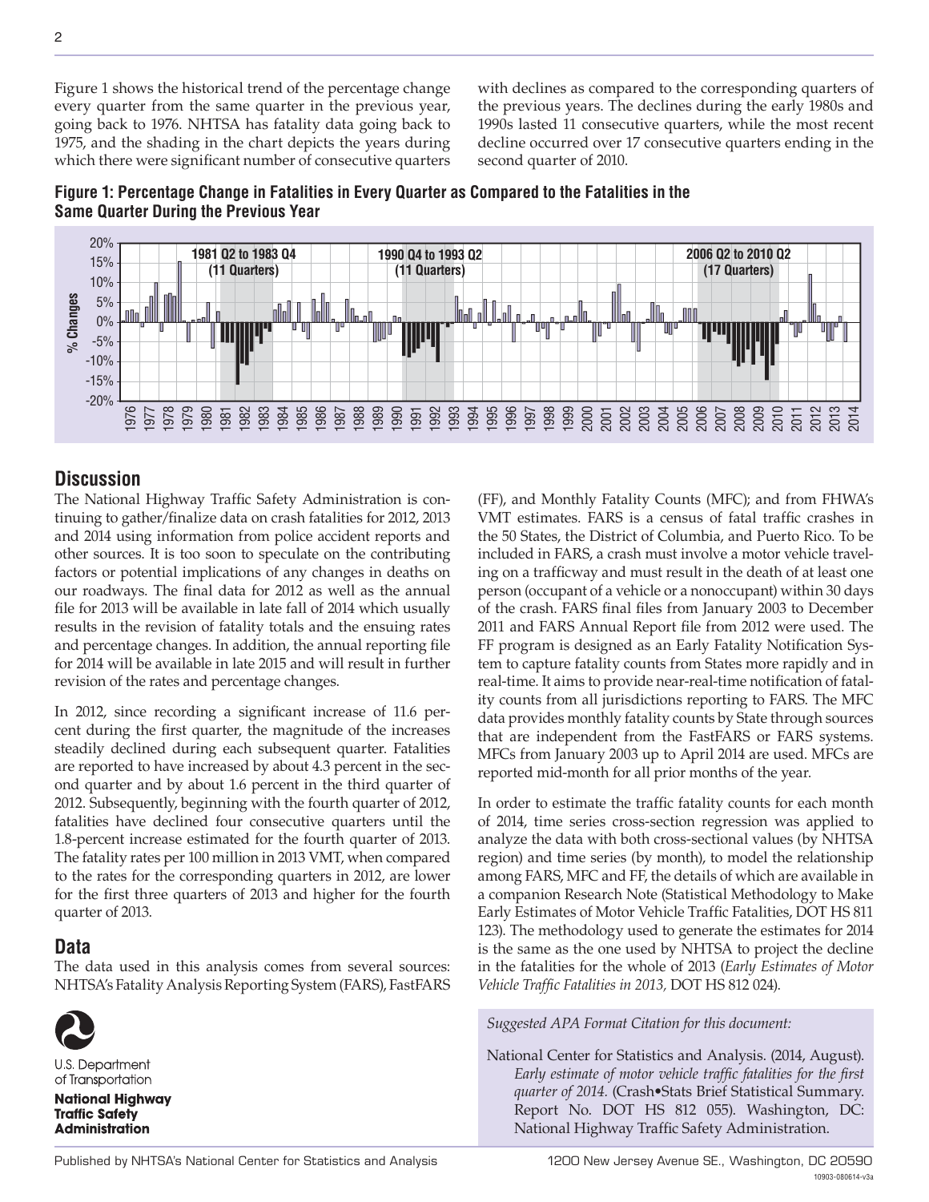Figure 1 shows the historical trend of the percentage change every quarter from the same quarter in the previous year, going back to 1976. NHTSA has fatality data going back to 1975, and the shading in the chart depicts the years during which there were significant number of consecutive quarters with declines as compared to the corresponding quarters of the previous years. The declines during the early 1980s and 1990s lasted 11 consecutive quarters, while the most recent decline occurred over 17 consecutive quarters ending in the second quarter of 2010.

**Figure 1: Percentage Change in Fatalities in Every Quarter as Compared to the Fatalities in the Same Quarter During the Previous Year**

1981 Q2 to 1983 Q4 (11 Quarters)

1990 Q4 to 1993 Q2 (11 Quarters)

2006 Q2 to 2010 Q2 (17 Quarters)

% Changes

20%, 15%, 10%, 5%, 0%, -5%, -10%, -15%, -20%

1976 1977 1978 1979 1980 1981 1982 1983 1984 1985 1986 1987 1988 1989 1990 1991 1992 1993 1994 1995 1996 1997 1998 1999 2000 2001 2002 2003 2004 2005 2006 2007 2008 2009 2010 2011 2012 2013 2014

## Discussion

The National Highway Traffic Safety Administration is continuing to gather/finalize data on crash fatalities for 2012, 2013 and 2014 using information from police accident reports and other sources. It is too soon to speculate on the contributing factors or potential implications of any changes in deaths on our roadways. The final data for 2012 as well as the annual file for 2013 will be available in late fall of 2014 which usually results in the revision of fatality totals and the ensuing rates and percentage changes. In addition, the annual reporting file for 2014 will be available in late 2015 and will result in further revision of the rates and percentage changes.

In 2012, since recording a significant increase of 11.6 percent during the first quarter, the magnitude of the increases steadily declined during each subsequent quarter. Fatalities are reported to have increased by about 4.3 percent in the second quarter and by about 1.6 percent in the third quarter of 2012. Subsequently, beginning with the fourth quarter of 2012, fatalities have declined four consecutive quarters until the 1.8-percent increase estimated for the fourth quarter of 2013. The fatality rates per 100 million in 2013 VMT, when compared to the rates for the corresponding quarters in 2012, are lower for the first three quarters of 2013 and higher for the fourth quarter of 2013.

## Data

The data used in this analysis comes from several sources: NHTSA's Fatality Analysis Reporting System (FARS), FastFARS (FF), and Monthly Fatality Counts (MFC); and from FHWA's VMT estimates. FARS is a census of fatal traffic crashes in the 50 States, the District of Columbia, and Puerto Rico. To be included in FARS, a crash must involve a motor vehicle traveling on a trafficway and must result in the death of at least one person (occupant of a vehicle or a nonoccupant) within 30 days of the crash. FARS final files from January 2003 to December 2011 and FARS Annual Report file from 2012 were used. The FF program is designed as an Early Fatality Notification System to capture fatality counts from States more rapidly and in real-time. It aims to provide near-real-time notification of fatality counts from all jurisdictions reporting to FARS. The MFC data provides monthly fatality counts by State through sources that are independent from the FastFARS or FARS systems. MFCs from January 2003 up to April 2014 are used. MFCs are reported mid-month for all prior months of the year.

In order to estimate the traffic fatality counts for each month of 2014, time series cross-section regression was applied to analyze the data with both cross-sectional values (by NHTSA region) and time series (by month), to model the relationship among FARS, MFC and FF, the details of which are available in a companion Research Note (Statistical Methodology to Make Early Estimates of Motor Vehicle Traffic Fatalities, DOT HS 811 123). The methodology used to generate the estimates for 2014 is the same as the one used by NHTSA to project the decline in the fatalities for the whole of 2013 (*Early Estimates of Motor Vehicle Traffic Fatalities in 2013,* DOT HS 812 024).

*Suggested APA Format Citation for this document:*

National Center for Statistics and Analysis. (2014, August). *Early estimate of motor vehicle traffic fatalities for the first quarter of 2014.* (Crash•Stats Brief Statistical Summary. Report No. DOT HS 812 055). Washington, DC: National Highway Traffic Safety Administration.

U.S. Department of Transportation

**National Highway Traffic Safety Administration**

Published by NHTSA's National Center for Statistics and Analysis

1200 New Jersey Avenue SE., Washington, DC 20590

10903-080614-v3a